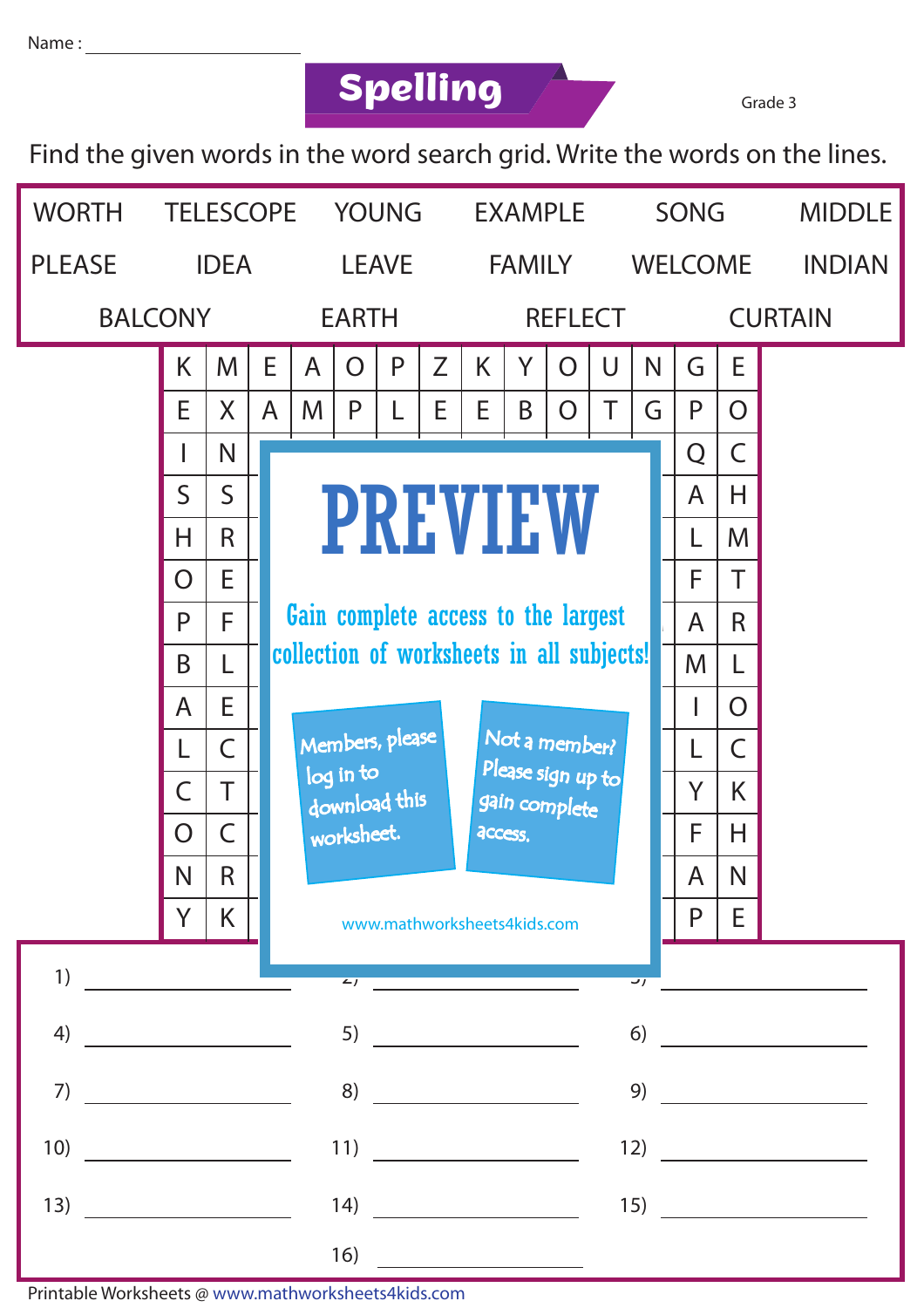Name : ____________________

# Spelling

Grade 3

Find the given words in the word search grid. Write the words on the lines.

| | | | | | |
|---|---|---|---|---|---|
| WORTH | TELESCOPE | YOUNG | EXAMPLE | SONG | MIDDLE |
| PLEASE | IDEA | LEAVE | FAMILY | WELCOME | INDIAN |
| BALCONY | EARTH | REFLECT | CURTAIN | | |

| | | | | | | | | | | | | | |
|---|---|---|---|---|---|---|---|---|---|---|---|---|---|
| K | M | E | A | O | P | Z | K | Y | O | U | N | G | E |
| E | X | A | M | P | L | E | E | B | O | T | G | P | O |
| I | N | | | | | | | | | | | Q | C |
| S | S | | | | | | | | | | | A | H |
| H | R | | | | | | | | | | | L | M |
| O | E | | | | | | | | | | | F | T |
| P | F | | | | | | | | | | | A | R |
| B | L | | | | | | | | | | | M | L |
| A | E | | | | | | | | | | | I | O |
| L | C | | | | | | | | | | | L | C |
| C | T | | | | | | | | | | | Y | K |
| O | C | | | | | | | | | | | F | H |
| N | R | | | | | | | | | | | A | N |
| Y | K | | | | | | | | | | | P | E |

PREVIEW

Gain complete access to the largest collection of worksheets in all subjects!

Members, please log in to download this worksheet.

Not a member? Please sign up to gain complete access.

www.mathworksheets4kids.com

1) ____________ 2) ____________ 3) ____________

4) ____________ 5) ____________ 6) ____________

7) ____________ 8) ____________ 9) ____________

10) ____________ 11) ____________ 12) ____________

13) ____________ 14) ____________ 15) ____________

16) ____________

Printable Worksheets @ www.mathworksheets4kids.com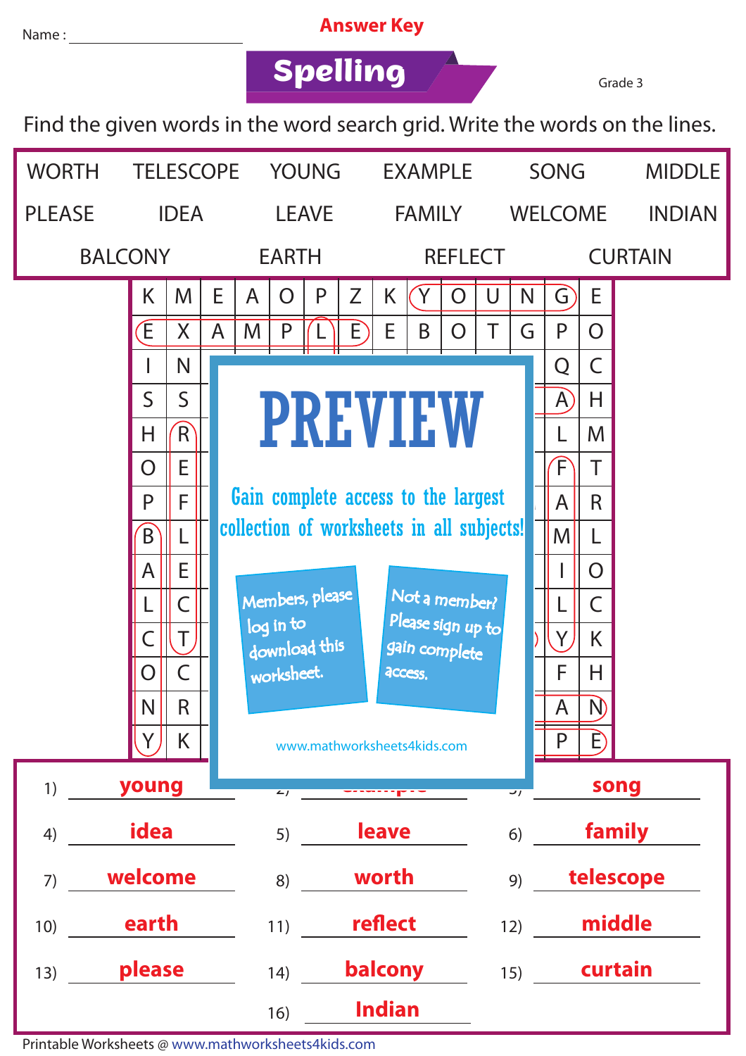Name : ____________________

**Answer Key**

# Spelling

Grade 3

Find the given words in the word search grid. Write the words on the lines.

| | | | | | |
|---|---|---|---|---|---|
| WORTH | TELESCOPE | YOUNG | EXAMPLE | SONG | MIDDLE |
| PLEASE | IDEA | LEAVE | FAMILY | WELCOME | INDIAN |
| BALCONY | | EARTH | REFLECT | | CURTAIN |

| | | | | | | | | | | | | |
|---|---|---|---|---|---|---|---|---|---|---|---|---|
| K | M | E | A | O | P | Z | K | Y | O | U | N | G | E |
| E | X | A | M | P | L | E | E | B | O | T | G | P | O |
| I | N | | | | | | | | | | | Q | C |
| S | S | | | | | | | | | | | A | H |
| H | R | | | | | | | | | | | L | M |
| O | E | | | | | | | | | | | F | T |
| P | F | | | | | | | | | | | A | R |
| B | L | | | | | | | | | | | M | L |
| A | E | | | | | | | | | | | I | O |
| L | C | | | | | | | | | | | L | C |
| C | T | | | | | | | | | | | Y | K |
| O | C | | | | | | | | | | | F | H |
| N | R | | | | | | | | | | | A | N |
| Y | K | | | | | | | | | | | P | E |

**PREVIEW**

Gain complete access to the largest collection of worksheets in all subjects!

Members, please log in to download this worksheet.

Not a member? Please sign up to gain complete access.

www.mathworksheets4kids.com

1) **young** 2) **example** 3) **song**

4) **idea** 5) **leave** 6) **family**

7) **welcome** 8) **worth** 9) **telescope**

10) **earth** 11) **reflect** 12) **middle**

13) **please** 14) **balcony** 15) **curtain**

16) **Indian**

Printable Worksheets @ www.mathworksheets4kids.com